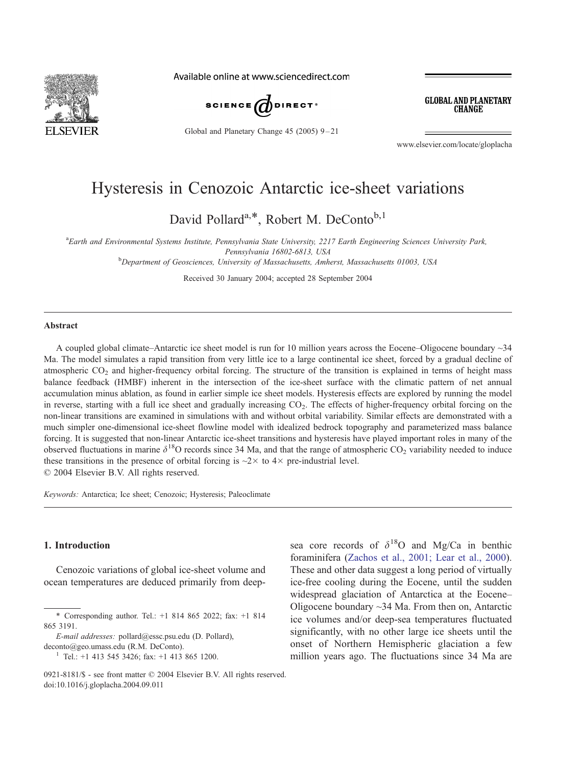# Hysteresis in Cenozoic Antarctic ice-sheet variations

David Pollard[a,*], Robert M. DeConto[b,1]

[a]*Earth and Environmental Systems Institute, Pennsylvania State University, 2217 Earth Engineering Sciences University Park, Pennsylvania 16802-6813, USA*

[b]*Department of Geosciences, University of Massachusetts, Amherst, Massachusetts 01003, USA*

Received 30 January 2004; accepted 28 September 2004

## Abstract

A coupled global climate–Antarctic ice sheet model is run for 10 million years across the Eocene–Oligocene boundary ~34 Ma. The model simulates a rapid transition from very little ice to a large continental ice sheet, forced by a gradual decline of atmospheric $CO_2$ and higher-frequency orbital forcing. The structure of the transition is explained in terms of height mass balance feedback (HMBF) inherent in the intersection of the ice-sheet surface with the climatic pattern of net annual accumulation minus ablation, as found in earlier simple ice sheet models. Hysteresis effects are explored by running the model in reverse, starting with a full ice sheet and gradually increasing $CO_2$. The effects of higher-frequency orbital forcing on the non-linear transitions are examined in simulations with and without orbital variability. Similar effects are demonstrated with a much simpler one-dimensional ice-sheet flowline model with idealized bedrock topography and parameterized mass balance forcing. It is suggested that non-linear Antarctic ice-sheet transitions and hysteresis have played important roles in many of the observed fluctuations in marine $\delta^{18}O$ records since 34 Ma, and that the range of atmospheric $CO_2$ variability needed to induce these transitions in the presence of orbital forcing is ~2× to 4× pre-industrial level.

© 2004 Elsevier B.V. All rights reserved.

*Keywords:* Antarctica; Ice sheet; Cenozoic; Hysteresis; Paleoclimate

## 1. Introduction

Cenozoic variations of global ice-sheet volume and ocean temperatures are deduced primarily from deep-sea core records of $\delta^{18}O$ and Mg/Ca in benthic foraminifera (Zachos et al., 2001; Lear et al., 2000). These and other data suggest a long period of virtually ice-free cooling during the Eocene, until the sudden widespread glaciation of Antarctica at the Eocene–Oligocene boundary ~34 Ma. From then on, Antarctic ice volumes and/or deep-sea temperatures fluctuated significantly, with no other large ice sheets until the onset of Northern Hemispheric glaciation a few million years ago. The fluctuations since 34 Ma are

\* Corresponding author. Tel.: +1 814 865 2022; fax: +1 814 865 3191.

*E-mail addresses:* pollard@essc.psu.edu (D. Pollard), deconto@geo.umass.edu (R.M. DeConto).

[1] Tel.: +1 413 545 3426; fax: +1 413 865 1200.

0921-8181/$ - see front matter © 2004 Elsevier B.V. All rights reserved.
doi:10.1016/j.gloplacha.2004.09.011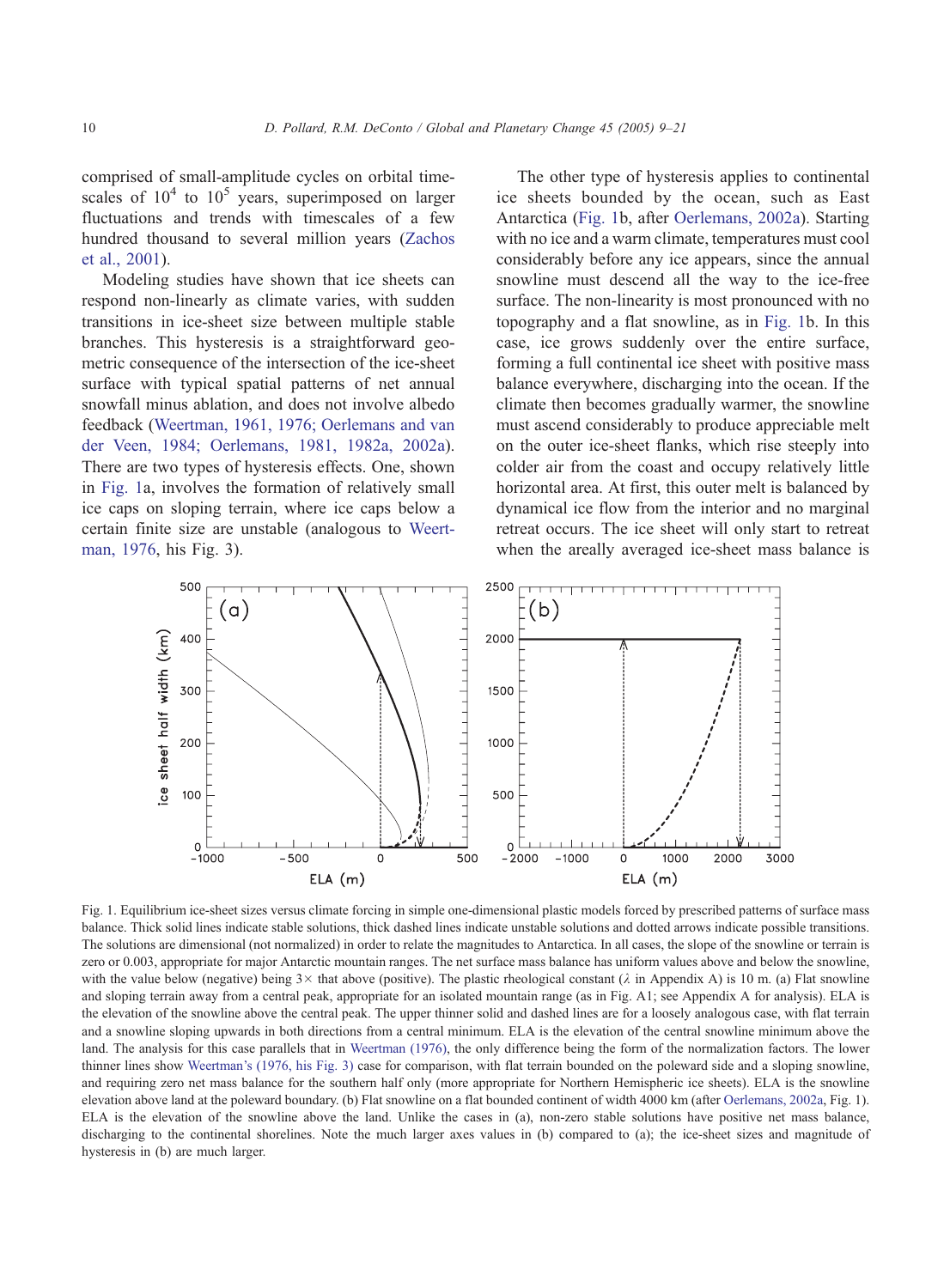comprised of small-amplitude cycles on orbital timescales of $10^4$ to $10^5$ years, superimposed on larger fluctuations and trends with timescales of a few hundred thousand to several million years (Zachos et al., 2001).

Modeling studies have shown that ice sheets can respond non-linearly as climate varies, with sudden transitions in ice-sheet size between multiple stable branches. This hysteresis is a straightforward geometric consequence of the intersection of the ice-sheet surface with typical spatial patterns of net annual snowfall minus ablation, and does not involve albedo feedback (Weertman, 1961, 1976; Oerlemans and van der Veen, 1984; Oerlemans, 1981, 1982a, 2002a). There are two types of hysteresis effects. One, shown in Fig. 1a, involves the formation of relatively small ice caps on sloping terrain, where ice caps below a certain finite size are unstable (analogous to Weertman, 1976, his Fig. 3).

The other type of hysteresis applies to continental ice sheets bounded by the ocean, such as East Antarctica (Fig. 1b, after Oerlemans, 2002a). Starting with no ice and a warm climate, temperatures must cool considerably before any ice appears, since the annual snowline must descend all the way to the ice-free surface. The non-linearity is most pronounced with no topography and a flat snowline, as in Fig. 1b. In this case, ice grows suddenly over the entire surface, forming a full continental ice sheet with positive mass balance everywhere, discharging into the ocean. If the climate then becomes gradually warmer, the snowline must ascend considerably to produce appreciable melt on the outer ice-sheet flanks, which rise steeply into colder air from the coast and occupy relatively little horizontal area. At first, this outer melt is balanced by dynamical ice flow from the interior and no marginal retreat occurs. The ice sheet will only start to retreat when the areally averaged ice-sheet mass balance is

Fig. 1. Equilibrium ice-sheet sizes versus climate forcing in simple one-dimensional plastic models forced by prescribed patterns of surface mass balance. Thick solid lines indicate stable solutions, thick dashed lines indicate unstable solutions and dotted arrows indicate possible transitions. The solutions are dimensional (not normalized) in order to relate the magnitudes to Antarctica. In all cases, the slope of the snowline or terrain is zero or 0.003, appropriate for major Antarctic mountain ranges. The net surface mass balance has uniform values above and below the snowline, with the value below (negative) being 3× that above (positive). The plastic rheological constant ($\lambda$ in Appendix A) is 10 m. (a) Flat snowline and sloping terrain away from a central peak, appropriate for an isolated mountain range (as in Fig. A1; see Appendix A for analysis). ELA is the elevation of the snowline above the central peak. The upper thinner solid and dashed lines are for a loosely analogous case, with flat terrain and a snowline sloping upwards in both directions from a central minimum. ELA is the elevation of the central snowline minimum above the land. The analysis for this case parallels that in Weertman (1976), the only difference being the form of the normalization factors. The lower thinner lines show Weertman's (1976, his Fig. 3) case for comparison, with flat terrain bounded on the poleward side and a sloping snowline, and requiring zero net mass balance for the southern half only (more appropriate for Northern Hemisphere ice sheets). ELA is the snowline elevation above land at the poleward boundary. (b) Flat snowline on a flat bounded continent of width 4000 km (after Oerlemans, 2002a, Fig. 1). ELA is the elevation of the snowline above the land. Unlike the cases in (a), non-zero stable solutions have positive net mass balance, discharging to the continental shorelines. Note the much larger axes values in (b) compared to (a); the ice-sheet sizes and magnitude of hysteresis in (b) are much larger.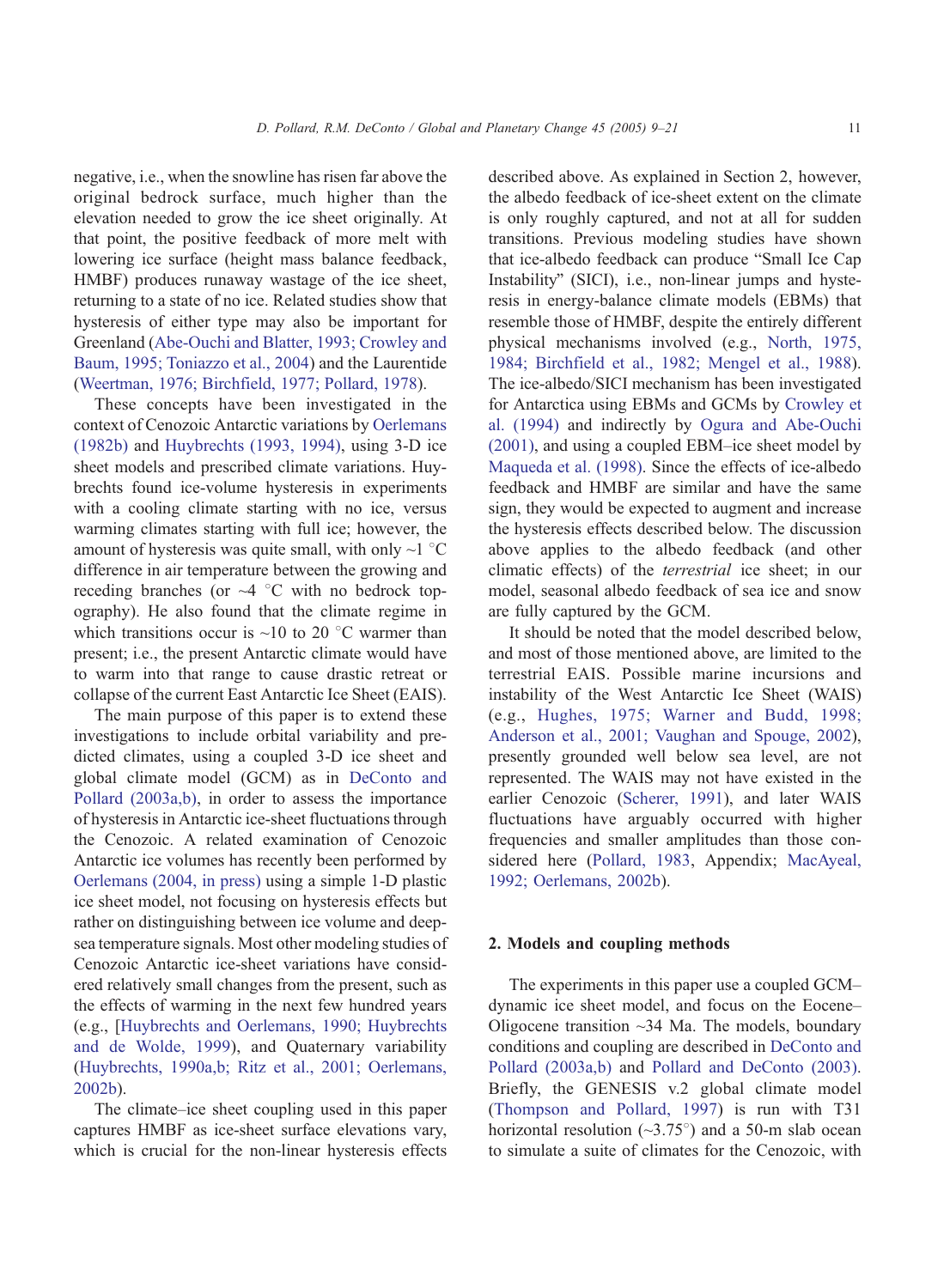negative, i.e., when the snowline has risen far above the original bedrock surface, much higher than the elevation needed to grow the ice sheet originally. At that point, the positive feedback of more melt with lowering ice surface (height mass balance feedback, HMBF) produces runaway wastage of the ice sheet, returning to a state of no ice. Related studies show that hysteresis of either type may also be important for Greenland (Abe-Ouchi and Blatter, 1993; Crowley and Baum, 1995; Toniazzo et al., 2004) and the Laurentide (Weertman, 1976; Birchfield, 1977; Pollard, 1978).

These concepts have been investigated in the context of Cenozoic Antarctic variations by Oerlemans (1982b) and Huybrechts (1993, 1994), using 3-D ice sheet models and prescribed climate variations. Huybrechts found ice-volume hysteresis in experiments with a cooling climate starting with no ice, versus warming climates starting with full ice; however, the amount of hysteresis was quite small, with only ~1 °C difference in air temperature between the growing and receding branches (or ~4 °C with no bedrock topography). He also found that the climate regime in which transitions occur is ~10 to 20 °C warmer than present; i.e., the present Antarctic climate would have to warm into that range to cause drastic retreat or collapse of the current East Antarctic Ice Sheet (EAIS).

The main purpose of this paper is to extend these investigations to include orbital variability and predicted climates, using a coupled 3-D ice sheet and global climate model (GCM) as in DeConto and Pollard (2003a,b), in order to assess the importance of hysteresis in Antarctic ice-sheet fluctuations through the Cenozoic. A related examination of Cenozoic Antarctic ice volumes has recently been performed by Oerlemans (2004, in press) using a simple 1-D plastic ice sheet model, not focusing on hysteresis effects but rather on distinguishing between ice volume and deep-sea temperature signals. Most other modeling studies of Cenozoic Antarctic ice-sheet variations have considered relatively small changes from the present, such as the effects of warming in the next few hundred years (e.g., [Huybrechts and Oerlemans, 1990; Huybrechts and de Wolde, 1999), and Quaternary variability (Huybrechts, 1990a,b; Ritz et al., 2001; Oerlemans, 2002b).

The climate–ice sheet coupling used in this paper captures HMBF as ice-sheet surface elevations vary, which is crucial for the non-linear hysteresis effects described above. As explained in Section 2, however, the albedo feedback of ice-sheet extent on the climate is only roughly captured, and not at all for sudden transitions. Previous modeling studies have shown that ice-albedo feedback can produce "Small Ice Cap Instability" (SICI), i.e., non-linear jumps and hysteresis in energy-balance climate models (EBMs) that resemble those of HMBF, despite the entirely different physical mechanisms involved (e.g., North, 1975, 1984; Birchfield et al., 1982; Mengel et al., 1988). The ice-albedo/SICI mechanism has been investigated for Antarctica using EBMs and GCMs by Crowley et al. (1994) and indirectly by Ogura and Abe-Ouchi (2001), and using a coupled EBM–ice sheet model by Maqueda et al. (1998). Since the effects of ice-albedo feedback and HMBF are similar and have the same sign, they would be expected to augment and increase the hysteresis effects described below. The discussion above applies to the albedo feedback (and other climatic effects) of the *terrestrial* ice sheet; in our model, seasonal albedo feedback of sea ice and snow are fully captured by the GCM.

It should be noted that the model described below, and most of those mentioned above, are limited to the terrestrial EAIS. Possible marine incursions and instability of the West Antarctic Ice Sheet (WAIS) (e.g., Hughes, 1975; Warner and Budd, 1998; Anderson et al., 2001; Vaughan and Spouge, 2002), presently grounded well below sea level, are not represented. The WAIS may not have existed in the earlier Cenozoic (Scherer, 1991), and later WAIS fluctuations have arguably occurred with higher frequencies and smaller amplitudes than those considered here (Pollard, 1983, Appendix; MacAyeal, 1992; Oerlemans, 2002b).

## 2. Models and coupling methods

The experiments in this paper use a coupled GCM–dynamic ice sheet model, and focus on the Eocene–Oligocene transition ~34 Ma. The models, boundary conditions and coupling are described in DeConto and Pollard (2003a,b) and Pollard and DeConto (2003). Briefly, the GENESIS v.2 global climate model (Thompson and Pollard, 1997) is run with T31 horizontal resolution (~3.75°) and a 50-m slab ocean to simulate a suite of climates for the Cenozoic, with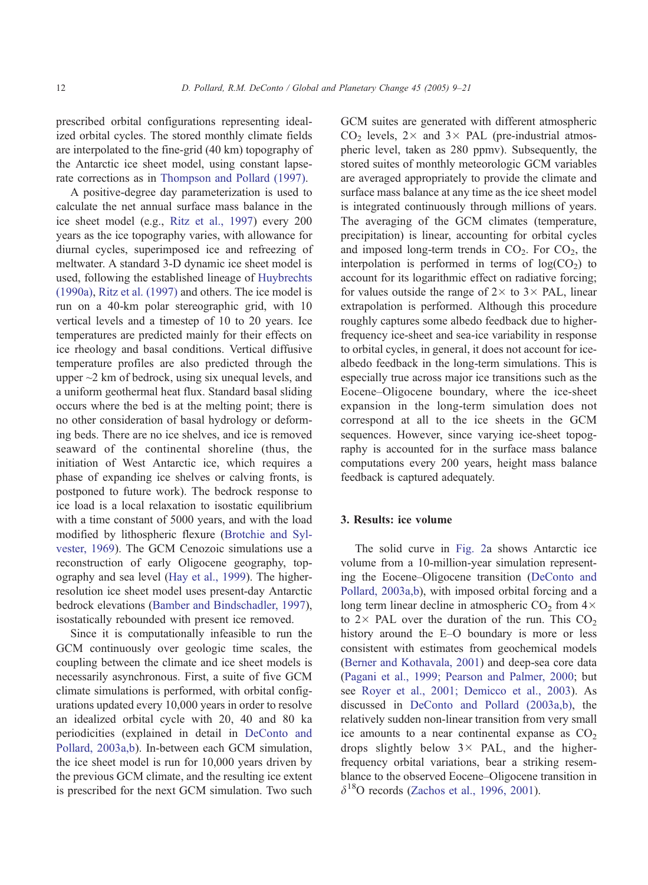prescribed orbital configurations representing idealized orbital cycles. The stored monthly climate fields are interpolated to the fine-grid (40 km) topography of the Antarctic ice sheet model, using constant lapse-rate corrections as in Thompson and Pollard (1997).

A positive-degree day parameterization is used to calculate the net annual surface mass balance in the ice sheet model (e.g., Ritz et al., 1997) every 200 years as the ice topography varies, with allowance for diurnal cycles, superimposed ice and refreezing of meltwater. A standard 3-D dynamic ice sheet model is used, following the established lineage of Huybrechts (1990a), Ritz et al. (1997) and others. The ice model is run on a 40-km polar stereographic grid, with 10 vertical levels and a timestep of 10 to 20 years. Ice temperatures are predicted mainly for their effects on ice rheology and basal conditions. Vertical diffusive temperature profiles are also predicted through the upper ~2 km of bedrock, using six unequal levels, and a uniform geothermal heat flux. Standard basal sliding occurs where the bed is at the melting point; there is no other consideration of basal hydrology or deforming beds. There are no ice shelves, and ice is removed seaward of the continental shoreline (thus, the initiation of West Antarctic ice, which requires a phase of expanding ice shelves or calving fronts, is postponed to future work). The bedrock response to ice load is a local relaxation to isostatic equilibrium with a time constant of 5000 years, and with the load modified by lithospheric flexure (Brotchie and Sylvester, 1969). The GCM Cenozoic simulations use a reconstruction of early Oligocene geography, topography and sea level (Hay et al., 1999). The higher-resolution ice sheet model uses present-day Antarctic bedrock elevations (Bamber and Bindschadler, 1997), isostatically rebounded with present ice removed.

Since it is computationally infeasible to run the GCM continuously over geologic time scales, the coupling between the climate and ice sheet models is necessarily asynchronous. First, a suite of five GCM climate simulations is performed, with orbital configurations updated every 10,000 years in order to resolve an idealized orbital cycle with 20, 40 and 80 ka periodicities (explained in detail in DeConto and Pollard, 2003a,b). In-between each GCM simulation, the ice sheet model is run for 10,000 years driven by the previous GCM climate, and the resulting ice extent is prescribed for the next GCM simulation. Two such GCM suites are generated with different atmospheric $CO_2$ levels, 2× and 3× PAL (pre-industrial atmospheric level, taken as 280 ppmv). Subsequently, the stored suites of monthly meteorologic GCM variables are averaged appropriately to provide the climate and surface mass balance at any time as the ice sheet model is integrated continuously through millions of years. The averaging of the GCM climates (temperature, precipitation) is linear, accounting for orbital cycles and imposed long-term trends in $CO_2$. For $CO_2$, the interpolation is performed in terms of $\log(CO_2)$ to account for its logarithmic effect on radiative forcing; for values outside the range of 2× to 3× PAL, linear extrapolation is performed. Although this procedure roughly captures some albedo feedback due to higher-frequency ice-sheet and sea-ice variability in response to orbital cycles, in general, it does not account for ice-albedo feedback in the long-term simulations. This is especially true across major ice transitions such as the Eocene–Oligocene boundary, where the ice-sheet expansion in the long-term simulation does not correspond at all to the ice sheets in the GCM sequences. However, since varying ice-sheet topography is accounted for in the surface mass balance computations every 200 years, height mass balance feedback is captured adequately.

## 3. Results: ice volume

The solid curve in Fig. 2a shows Antarctic ice volume from a 10-million-year simulation representing the Eocene–Oligocene transition (DeConto and Pollard, 2003a,b), with imposed orbital forcing and a long term linear decline in atmospheric $CO_2$ from 4× to 2× PAL over the duration of the run. This $CO_2$ history around the E–O boundary is more or less consistent with estimates from geochemical models (Berner and Kothavala, 2001) and deep-sea core data (Pagani et al., 1999; Pearson and Palmer, 2000; but see Royer et al., 2001; Demicco et al., 2003). As discussed in DeConto and Pollard (2003a,b), the relatively sudden non-linear transition from very small ice amounts to a near continental expanse as $CO_2$ drops slightly below 3× PAL, and the higher-frequency orbital variations, bear a striking resemblance to the observed Eocene–Oligocene transition in $\delta^{18}O$ records (Zachos et al., 1996, 2001).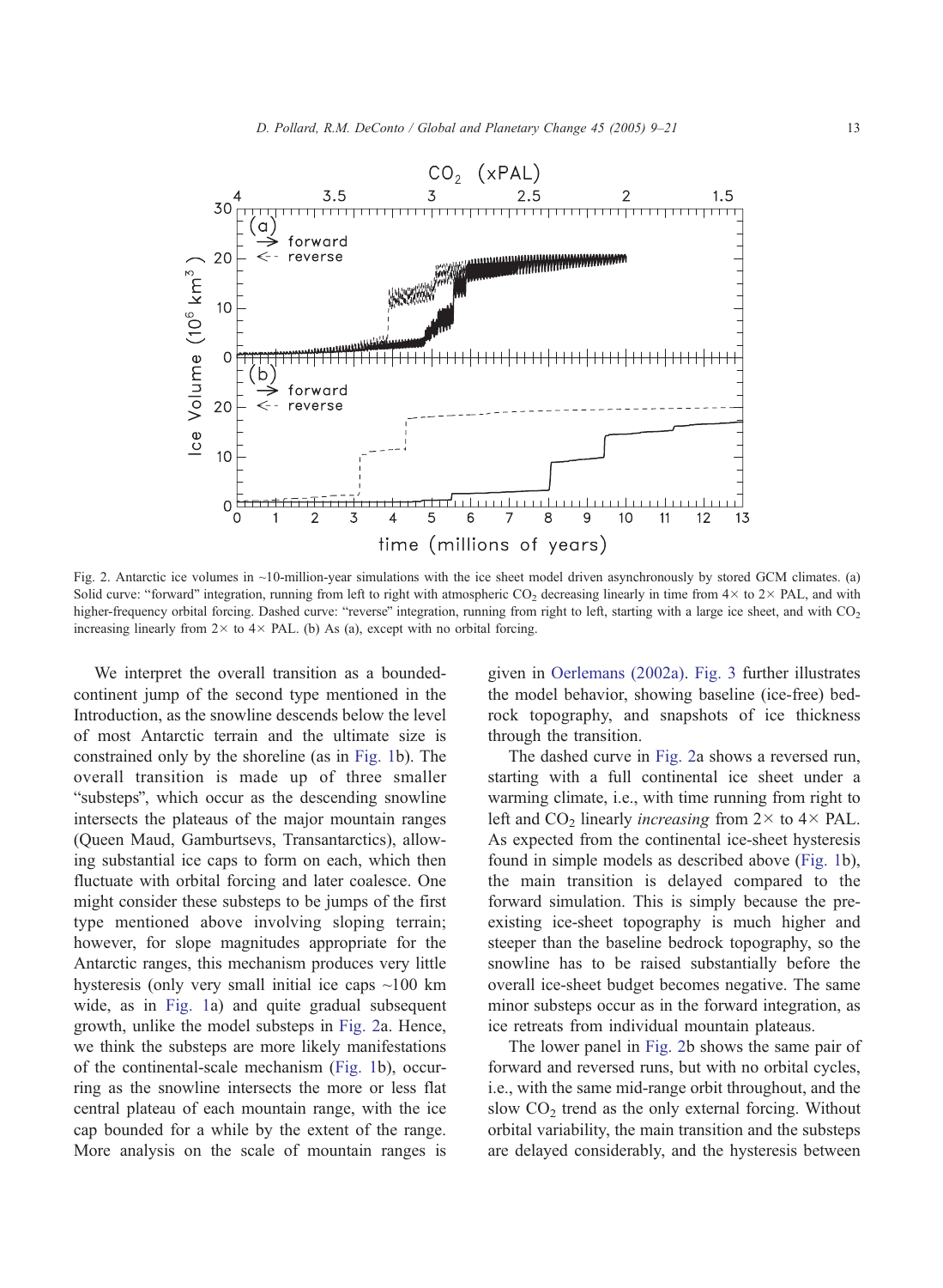Fig. 2. Antarctic ice volumes in ~10-million-year simulations with the ice sheet model driven asynchronously by stored GCM climates. (a) Solid curve: "forward" integration, running from left to right with atmospheric $CO_2$ decreasing linearly in time from 4× to 2× PAL, and with higher-frequency orbital forcing. Dashed curve: "reverse" integration, running from right to left, starting with a large ice sheet, and with $CO_2$ increasing linearly from 2× to 4× PAL. (b) As (a), except with no orbital forcing.

We interpret the overall transition as a bounded-continent jump of the second type mentioned in the Introduction, as the snowline descends below the level of most Antarctic terrain and the ultimate size is constrained only by the shoreline (as in Fig. 1b). The overall transition is made up of three smaller "substeps", which occur as the descending snowline intersects the plateaus of the major mountain ranges (Queen Maud, Gamburtsevs, Transantarctics), allowing substantial ice caps to form on each, which then fluctuate with orbital forcing and later coalesce. One might consider these substeps to be jumps of the first type mentioned above involving sloping terrain; however, for slope magnitudes appropriate for the Antarctic ranges, this mechanism produces very little hysteresis (only very small initial ice caps ~100 km wide, as in Fig. 1a) and quite gradual subsequent growth, unlike the model substeps in Fig. 2a. Hence, we think the substeps are more likely manifestations of the continental-scale mechanism (Fig. 1b), occurring as the snowline intersects the more or less flat central plateau of each mountain range, with the ice cap bounded for a while by the extent of the range. More analysis on the scale of mountain ranges is given in Oerlemans (2002a). Fig. 3 further illustrates the model behavior, showing baseline (ice-free) bedrock topography, and snapshots of ice thickness through the transition.

The dashed curve in Fig. 2a shows a reversed run, starting with a full continental ice sheet under a warming climate, i.e., with time running from right to left and $CO_2$ linearly *increasing* from 2× to 4× PAL. As expected from the continental ice-sheet hysteresis found in simple models as described above (Fig. 1b), the main transition is delayed compared to the forward simulation. This is simply because the pre-existing ice-sheet topography is much higher and steeper than the baseline bedrock topography, so the snowline has to be raised substantially before the overall ice-sheet budget becomes negative. The same minor substeps occur as in the forward integration, as ice retreats from individual mountain plateaus.

The lower panel in Fig. 2b shows the same pair of forward and reversed runs, but with no orbital cycles, i.e., with the same mid-range orbit throughout, and the slow $CO_2$ trend as the only external forcing. Without orbital variability, the main transition and the substeps are delayed considerably, and the hysteresis between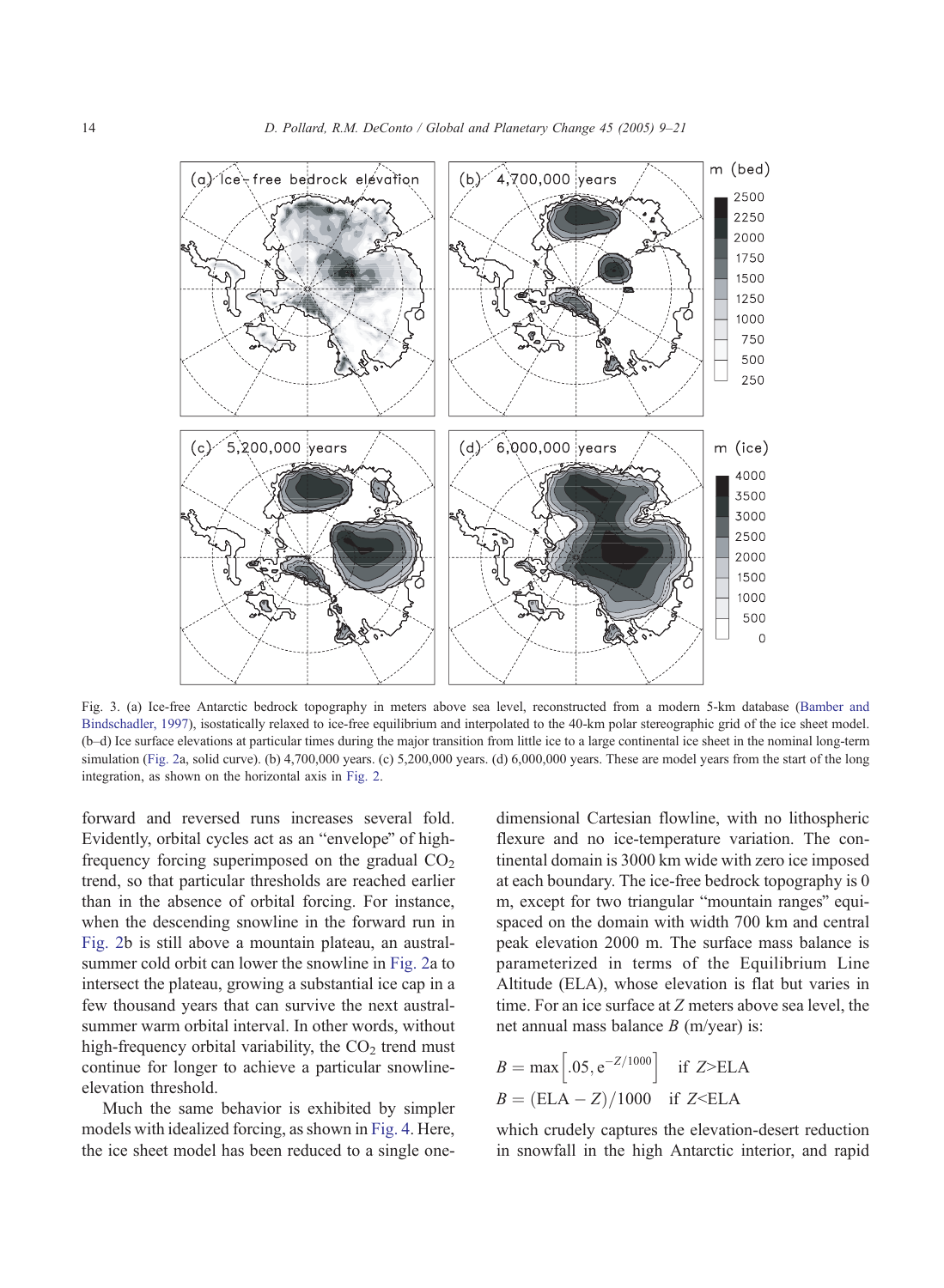Fig. 3. (a) Ice-free Antarctic bedrock topography in meters above sea level, reconstructed from a modern 5-km database (Bamber and Bindschadler, 1997), isostatically relaxed to ice-free equilibrium and interpolated to the 40-km polar stereographic grid of the ice sheet model. (b–d) Ice surface elevations at particular times during the major transition from little ice to a large continental ice sheet in the nominal long-term simulation (Fig. 2a, solid curve). (b) 4,700,000 years. (c) 5,200,000 years. (d) 6,000,000 years. These are model years from the start of the long integration, as shown on the horizontal axis in Fig. 2.

forward and reversed runs increases several fold. Evidently, orbital cycles act as an "envelope" of high-frequency forcing superimposed on the gradual $CO_2$ trend, so that particular thresholds are reached earlier than in the absence of orbital forcing. For instance, when the descending snowline in the forward run in Fig. 2b is still above a mountain plateau, an austral-summer cold orbit can lower the snowline in Fig. 2a to intersect the plateau, growing a substantial ice cap in a few thousand years that can survive the next austral-summer warm orbital interval. In other words, without high-frequency orbital variability, the $CO_2$ trend must continue for longer to achieve a particular snowline-elevation threshold.

Much the same behavior is exhibited by simpler models with idealized forcing, as shown in Fig. 4. Here, the ice sheet model has been reduced to a single one-dimensional Cartesian flowline, with no lithospheric flexure and no ice-temperature variation. The continental domain is 3000 km wide with zero ice imposed at each boundary. The ice-free bedrock topography is 0 m, except for two triangular "mountain ranges" equispaced on the domain with width 700 km and central peak elevation 2000 m. The surface mass balance is parameterized in terms of the Equilibrium Line Altitude (ELA), whose elevation is flat but varies in time. For an ice surface at $Z$ meters above sea level, the net annual mass balance $B$ (m/year) is:

$$B = \max\left[.05, e^{-Z/1000}\right] \quad \text{if } Z > \text{ELA}$$

$$B = (\text{ELA} - Z)/1000 \quad \text{if } Z < \text{ELA}$$

which crudely captures the elevation-desert reduction in snowfall in the high Antarctic interior, and rapid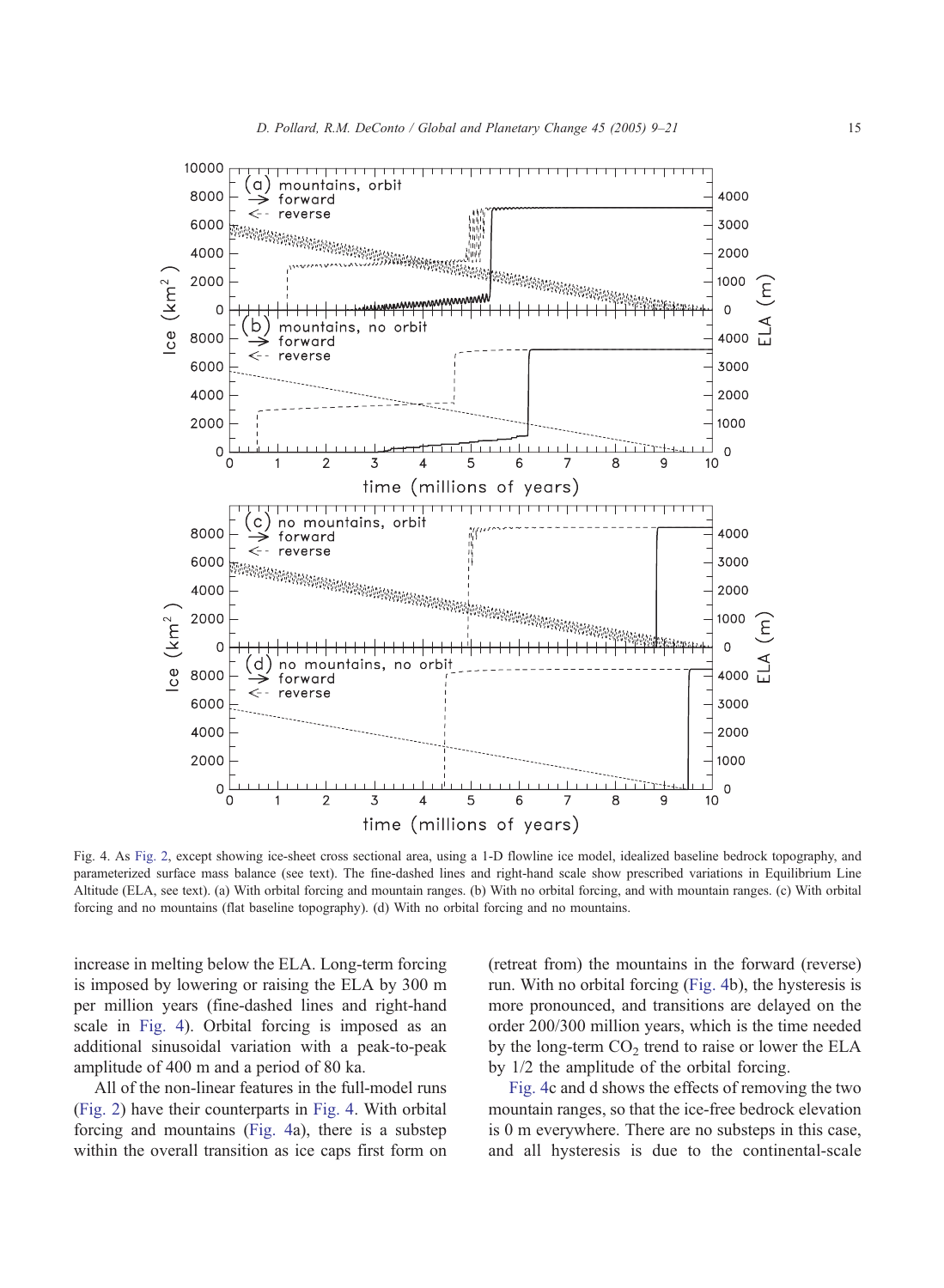Fig. 4. As Fig. 2, except showing ice-sheet cross sectional area, using a 1-D flowline ice model, idealized baseline bedrock topography, and parameterized surface mass balance (see text). The fine-dashed lines and right-hand scale show prescribed variations in Equilibrium Line Altitude (ELA, see text). (a) With orbital forcing and mountain ranges. (b) With no orbital forcing, and with mountain ranges. (c) With orbital forcing and no mountains (flat baseline topography). (d) With no orbital forcing and no mountains.

increase in melting below the ELA. Long-term forcing is imposed by lowering or raising the ELA by 300 m per million years (fine-dashed lines and right-hand scale in Fig. 4). Orbital forcing is imposed as an additional sinusoidal variation with a peak-to-peak amplitude of 400 m and a period of 80 ka.

All of the non-linear features in the full-model runs (Fig. 2) have their counterparts in Fig. 4. With orbital forcing and mountains (Fig. 4a), there is a substep within the overall transition as ice caps first form on (retreat from) the mountains in the forward (reverse) run. With no orbital forcing (Fig. 4b), the hysteresis is more pronounced, and transitions are delayed on the order 200/300 million years, which is the time needed by the long-term $CO_2$ trend to raise or lower the ELA by 1/2 the amplitude of the orbital forcing.

Fig. 4c and d shows the effects of removing the two mountain ranges, so that the ice-free bedrock elevation is 0 m everywhere. There are no substeps in this case, and all hysteresis is due to the continental-scale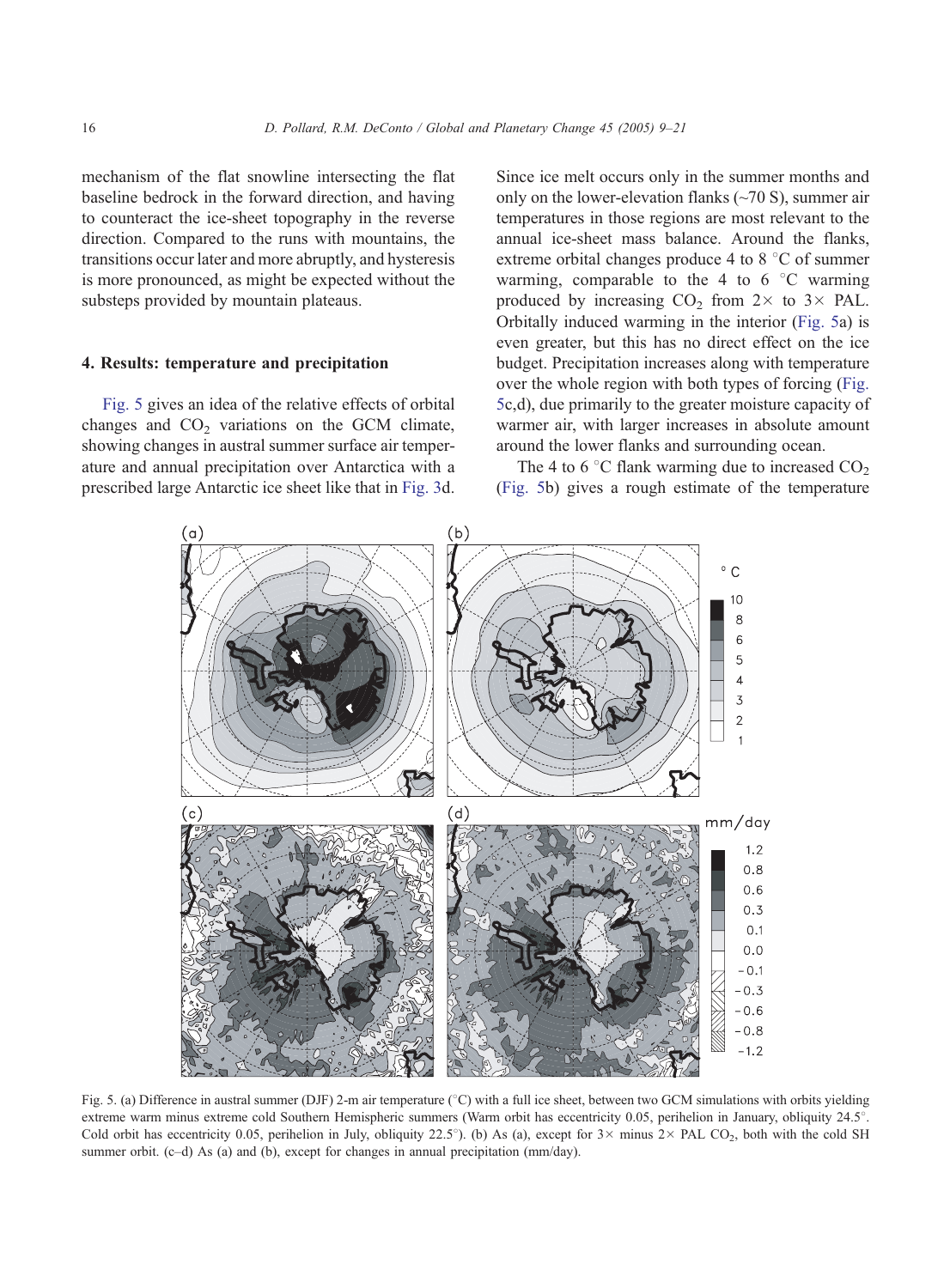mechanism of the flat snowline intersecting the flat baseline bedrock in the forward direction, and having to counteract the ice-sheet topography in the reverse direction. Compared to the runs with mountains, the transitions occur later and more abruptly, and hysteresis is more pronounced, as might be expected without the substeps provided by mountain plateaus.

## 4. Results: temperature and precipitation

Fig. 5 gives an idea of the relative effects of orbital changes and $CO_2$ variations on the GCM climate, showing changes in austral summer surface air temperature and annual precipitation over Antarctica with a prescribed large Antarctic ice sheet like that in Fig. 3d. Since ice melt occurs only in the summer months and only on the lower-elevation flanks (~70 S), summer air temperatures in those regions are most relevant to the annual ice-sheet mass balance. Around the flanks, extreme orbital changes produce 4 to 8 °C of summer warming, comparable to the 4 to 6 °C warming produced by increasing $CO_2$ from 2× to 3× PAL. Orbitally induced warming in the interior (Fig. 5a) is even greater, but this has no direct effect on the ice budget. Precipitation increases along with temperature over the whole region with both types of forcing (Fig. 5c,d), due primarily to the greater moisture capacity of warmer air, with larger increases in absolute amount around the lower flanks and surrounding ocean.

The 4 to 6 °C flank warming due to increased $CO_2$ (Fig. 5b) gives a rough estimate of the temperature

Fig. 5. (a) Difference in austral summer (DJF) 2-m air temperature (°C) with a full ice sheet, between two GCM simulations with orbits yielding extreme warm minus extreme cold Southern Hemispheric summers (Warm orbit has eccentricity 0.05, perihelion in January, obliquity 24.5°. Cold orbit has eccentricity 0.05, perihelion in July, obliquity 22.5°). (b) As (a), except for 3× minus 2× PAL $CO_2$, both with the cold SH summer orbit. (c–d) As (a) and (b), except for changes in annual precipitation (mm/day).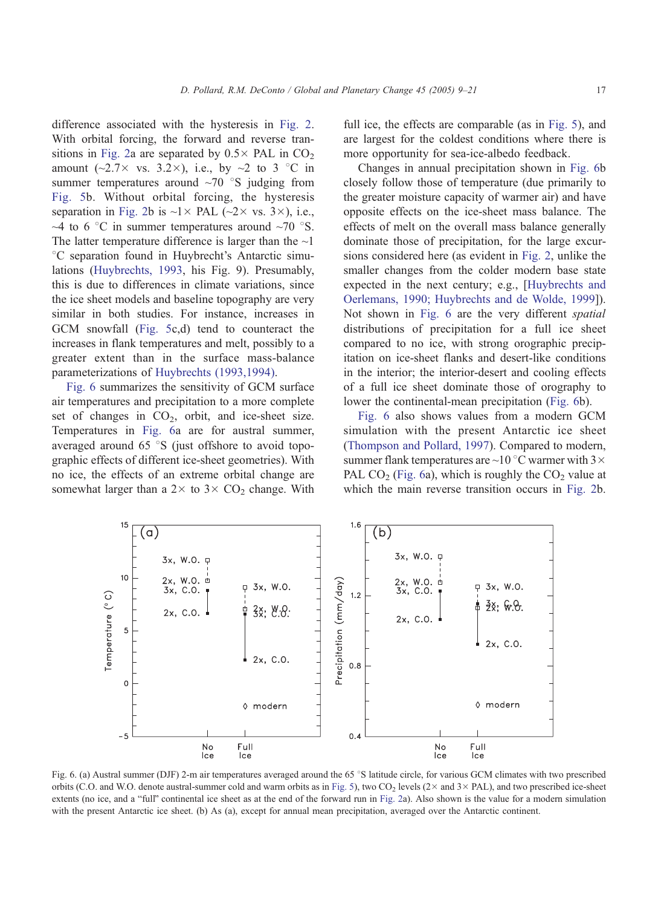difference associated with the hysteresis in Fig. 2. With orbital forcing, the forward and reverse transitions in Fig. 2a are separated by 0.5× PAL in $CO_2$ amount (~2.7× vs. 3.2×), i.e., by ~2 to 3 °C in summer temperatures around ~70 °S judging from Fig. 5b. Without orbital forcing, the hysteresis separation in Fig. 2b is ~1× PAL (~2× vs. 3×), i.e., ~4 to 6 °C in summer temperatures around ~70 °S. The latter temperature difference is larger than the ~1 °C separation found in Huybrecht's Antarctic simulations (Huybrechts, 1993, his Fig. 9). Presumably, this is due to differences in climate variations, since the ice sheet models and baseline topography are very similar in both studies. For instance, increases in GCM snowfall (Fig. 5c,d) tend to counteract the increases in flank temperatures and melt, possibly to a greater extent than in the surface mass-balance parameterizations of Huybrechts (1993,1994).

Fig. 6 summarizes the sensitivity of GCM surface air temperatures and precipitation to a more complete set of changes in $CO_2$, orbit, and ice-sheet size. Temperatures in Fig. 6a are for austral summer, averaged around 65 °S (just offshore to avoid topographic effects of different ice-sheet geometries). With no ice, the effects of an extreme orbital change are somewhat larger than a 2× to 3× $CO_2$ change. With full ice, the effects are comparable (as in Fig. 5), and are largest for the coldest conditions where there is more opportunity for sea-ice-albedo feedback.

Changes in annual precipitation shown in Fig. 6b closely follow those of temperature (due primarily to the greater moisture capacity of warmer air) and have opposite effects on the ice-sheet mass balance. The effects of melt on the overall mass balance generally dominate those of precipitation, for the large excursions considered here (as evident in Fig. 2, unlike the smaller changes from the colder modern base state expected in the next century; e.g., [Huybrechts and Oerlemans, 1990; Huybrechts and de Wolde, 1999]). Not shown in Fig. 6 are the very different *spatial* distributions of precipitation for a full ice sheet compared to no ice, with strong orographic precipitation on ice-sheet flanks and desert-like conditions in the interior; the interior-desert and cooling effects of a full ice sheet dominate those of orography to lower the continental-mean precipitation (Fig. 6b).

Fig. 6 also shows values from a modern GCM simulation with the present Antarctic ice sheet (Thompson and Pollard, 1997). Compared to modern, summer flank temperatures are ~10 °C warmer with 3× PAL $CO_2$ (Fig. 6a), which is roughly the $CO_2$ value at which the main reverse transition occurs in Fig. 2b.

Fig. 6. (a) Austral summer (DJF) 2-m air temperatures averaged around the 65 °S latitude circle, for various GCM climates with two prescribed orbits (C.O. and W.O. denote austral-summer cold and warm orbits as in Fig. 5), two $CO_2$ levels (2× and 3× PAL), and two prescribed ice-sheet extents (no ice, and a "full" continental ice sheet as at the end of the forward run in Fig. 2a). Also shown is the value for a modern simulation with the present Antarctic ice sheet. (b) As (a), except for annual mean precipitation, averaged over the Antarctic continent.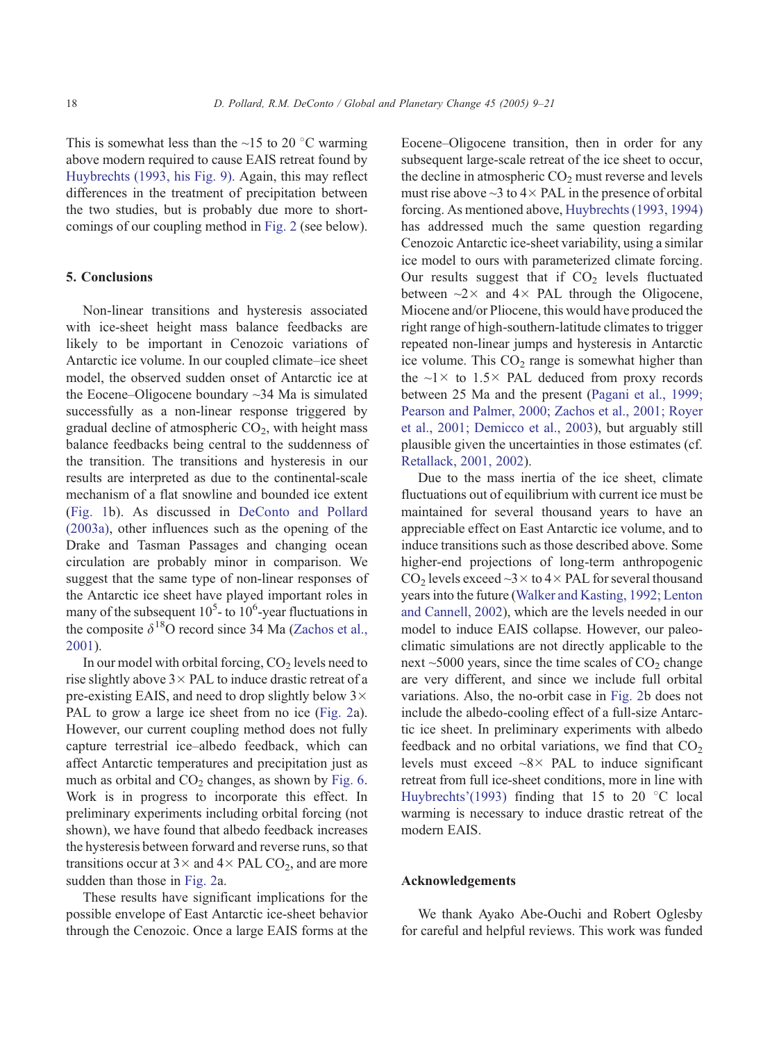This is somewhat less than the ~15 to 20 °C warming above modern required to cause EAIS retreat found by Huybrechts (1993, his Fig. 9). Again, this may reflect differences in the treatment of precipitation between the two studies, but is probably due more to shortcomings of our coupling method in Fig. 2 (see below).

## 5. Conclusions

Non-linear transitions and hysteresis associated with ice-sheet height mass balance feedbacks are likely to be important in Cenozoic variations of Antarctic ice volume. In our coupled climate–ice sheet model, the observed sudden onset of Antarctic ice at the Eocene–Oligocene boundary ~34 Ma is simulated successfully as a non-linear response triggered by gradual decline of atmospheric $CO_2$, with height mass balance feedbacks being central to the suddenness of the transition. The transitions and hysteresis in our results are interpreted as due to the continental-scale mechanism of a flat snowline and bounded ice extent (Fig. 1b). As discussed in DeConto and Pollard (2003a), other influences such as the opening of the Drake and Tasman Passages and changing ocean circulation are probably minor in comparison. We suggest that the same type of non-linear responses of the Antarctic ice sheet have played important roles in many of the subsequent $10^5$- to $10^6$-year fluctuations in the composite $\delta^{18}O$ record since 34 Ma (Zachos et al., 2001).

In our model with orbital forcing, $CO_2$ levels need to rise slightly above 3× PAL to induce drastic retreat of a pre-existing EAIS, and need to drop slightly below 3× PAL to grow a large ice sheet from no ice (Fig. 2a). However, our current coupling method does not fully capture terrestrial ice–albedo feedback, which can affect Antarctic temperatures and precipitation just as much as orbital and $CO_2$ changes, as shown by Fig. 6. Work is in progress to incorporate this effect. In preliminary experiments including orbital forcing (not shown), we have found that albedo feedback increases the hysteresis between forward and reverse runs, so that transitions occur at 3× and 4× PAL $CO_2$, and are more sudden than those in Fig. 2a.

These results have significant implications for the possible envelope of East Antarctic ice-sheet behavior through the Cenozoic. Once a large EAIS forms at the Eocene–Oligocene transition, then in order for any subsequent large-scale retreat of the ice sheet to occur, the decline in atmospheric $CO_2$ must reverse and levels must rise above ~3 to 4× PAL in the presence of orbital forcing. As mentioned above, Huybrechts (1993, 1994) has addressed much the same question regarding Cenozoic Antarctic ice-sheet variability, using a similar ice model to ours with parameterized climate forcing. Our results suggest that if $CO_2$ levels fluctuated between ~2× and 4× PAL through the Oligocene, Miocene and/or Pliocene, this would have produced the right range of high-southern-latitude climates to trigger repeated non-linear jumps and hysteresis in Antarctic ice volume. This $CO_2$ range is somewhat higher than the ~1× to 1.5× PAL deduced from proxy records between 25 Ma and the present (Pagani et al., 1999; Pearson and Palmer, 2000; Zachos et al., 2001; Royer et al., 2001; Demicco et al., 2003), but arguably still plausible given the uncertainties in those estimates (cf. Retallack, 2001, 2002).

Due to the mass inertia of the ice sheet, climate fluctuations out of equilibrium with current ice must be maintained for several thousand years to have an appreciable effect on East Antarctic ice volume, and to induce transitions such as those described above. Some higher-end projections of long-term anthropogenic $CO_2$ levels exceed ~3× to 4× PAL for several thousand years into the future (Walker and Kasting, 1992; Lenton and Cannell, 2002), which are the levels needed in our model to induce EAIS collapse. However, our paleoclimatic simulations are not directly applicable to the next ~5000 years, since the time scales of $CO_2$ change are very different, and since we include full orbital variations. Also, the no-orbit case in Fig. 2b does not include the albedo-cooling effect of a full-size Antarctic ice sheet. In preliminary experiments with albedo feedback and no orbital variations, we find that $CO_2$ levels must exceed ~8× PAL to induce significant retreat from full ice-sheet conditions, more in line with Huybrechts'(1993) finding that 15 to 20 °C local warming is necessary to induce drastic retreat of the modern EAIS.

## Acknowledgements

We thank Ayako Abe-Ouchi and Robert Oglesby for careful and helpful reviews. This work was funded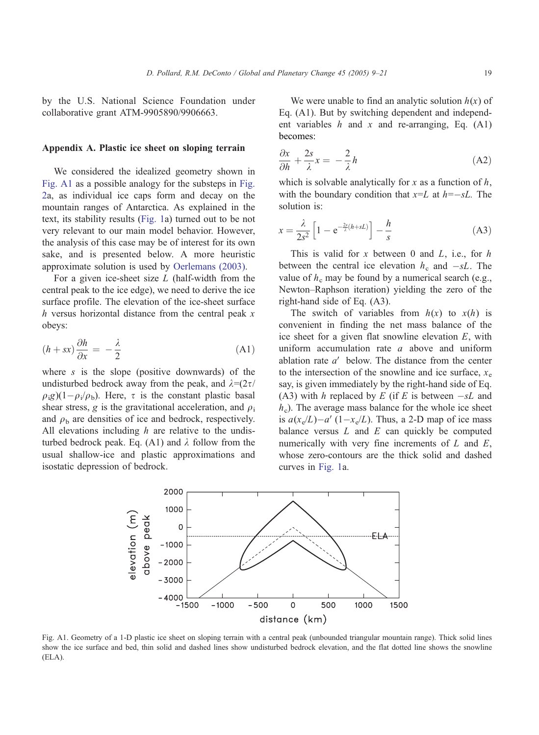by the U.S. National Science Foundation under collaborative grant ATM-9905890/9906663.

## Appendix A. Plastic ice sheet on sloping terrain

We considered the idealized geometry shown in Fig. A1 as a possible analogy for the substeps in Fig. 2a, as individual ice caps form and decay on the mountain ranges of Antarctica. As explained in the text, its stability results (Fig. 1a) turned out to be not very relevant to our main model behavior. However, the analysis of this case may be of interest for its own sake, and is presented below. A more heuristic approximate solution is used by Oerlemans (2003).

For a given ice-sheet size $L$ (half-width from the central peak to the ice edge), we need to derive the ice surface profile. The elevation of the ice-sheet surface $h$ versus horizontal distance from the central peak $x$ obeys:

$$(h + sx)\frac{\partial h}{\partial x} = -\frac{\lambda}{2} \tag{A1}$$

where $s$ is the slope (positive downwards) of the undisturbed bedrock away from the peak, and $\lambda = (2\tau/\rho_i g)(1-\rho_i/\rho_b)$. Here, $\tau$ is the constant plastic basal shear stress, $g$ is the gravitational acceleration, and $\rho_i$ and $\rho_b$ are densities of ice and bedrock, respectively. All elevations including $h$ are relative to the undisturbed bedrock peak. Eq. (A1) and $\lambda$ follow from the usual shallow-ice and plastic approximations and isostatic depression of bedrock.

We were unable to find an analytic solution $h(x)$ of Eq. (A1). But by switching dependent and independent variables $h$ and $x$ and re-arranging, Eq. (A1) becomes:

$$\frac{\partial x}{\partial h} + \frac{2s}{\lambda}x = -\frac{2}{\lambda}h \tag{A2}$$

which is solvable analytically for $x$ as a function of $h$, with the boundary condition that $x=L$ at $h=-sL$. The solution is:

$$x = \frac{\lambda}{2s^2}\left[1 - e^{-\frac{2s}{\lambda}(h+sL)}\right] - \frac{h}{s} \tag{A3}$$

This is valid for $x$ between 0 and $L$, i.e., for $h$ between the central ice elevation $h_c$ and $-sL$. The value of $h_c$ may be found by a numerical search (e.g., Newton–Raphson iteration) yielding the zero of the right-hand side of Eq. (A3).

The switch of variables from $h(x)$ to $x(h)$ is convenient in finding the net mass balance of the ice sheet for a given flat snowline elevation $E$, with uniform accumulation rate $a$ above and uniform ablation rate $a'$ below. The distance from the center to the intersection of the snowline and ice surface, $x_e$ say, is given immediately by the right-hand side of Eq. (A3) with $h$ replaced by $E$ (if $E$ is between $-sL$ and $h_c$). The average mass balance for the whole ice sheet is $a(x_e/L) - a'(1 - x_e/L)$. Thus, a 2-D map of ice mass balance versus $L$ and $E$ can quickly be computed numerically with very fine increments of $L$ and $E$, whose zero-contours are the thick solid and dashed curves in Fig. 1a.

Fig. A1. Geometry of a 1-D plastic ice sheet on sloping terrain with a central peak (unbounded triangular mountain range). Thick solid lines show the ice surface and bed, thin solid and dashed lines show undisturbed bedrock elevation, and the flat dotted line shows the snowline (ELA).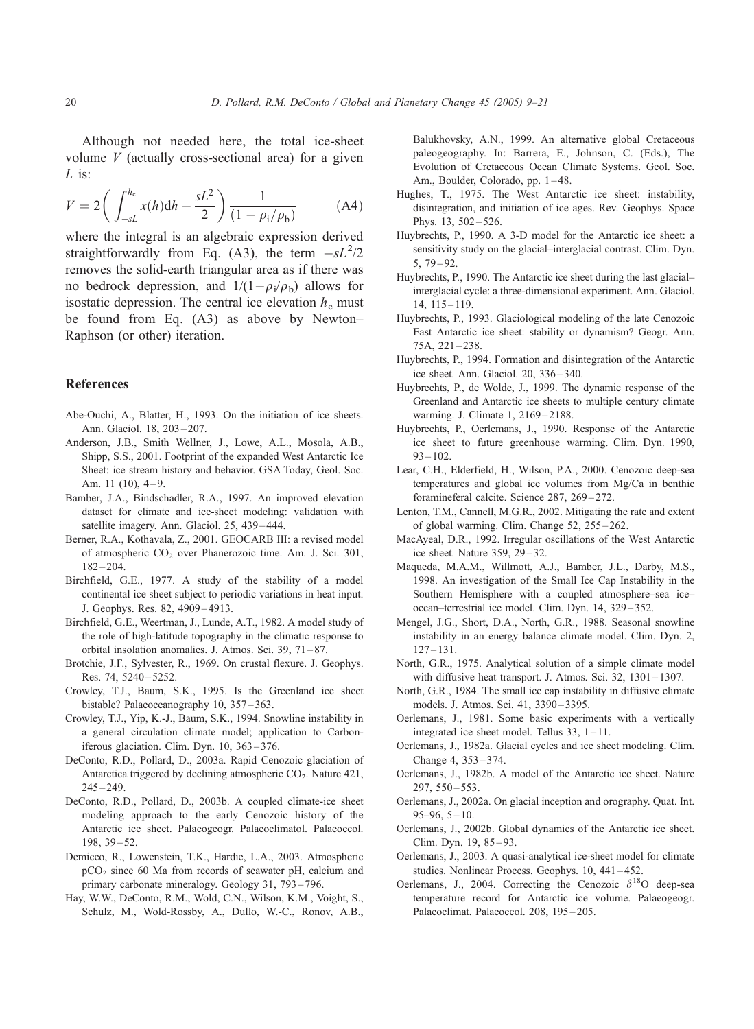Although not needed here, the total ice-sheet volume $V$ (actually cross-sectional area) for a given $L$ is:

$$V = 2\left( \int_{-sL}^{h_c} x(h)\mathrm{d}h - \frac{sL^2}{2} \right) \frac{1}{(1 - \rho_i/\rho_b)} \qquad \text{(A4)}$$

where the integral is an algebraic expression derived straightforwardly from Eq. (A3), the term $-sL^2/2$ removes the solid-earth triangular area as if there was no bedrock depression, and $1/(1-\rho_i/\rho_b)$ allows for isostatic depression. The central ice elevation $h_c$ must be found from Eq. (A3) as above by Newton–Raphson (or other) iteration.

## References

Abe-Ouchi, A., Blatter, H., 1993. On the initiation of ice sheets. Ann. Glaciol. 18, 203–207.

Anderson, J.B., Smith Wellner, J., Lowe, A.L., Mosola, A.B., Shipp, S.S., 2001. Footprint of the expanded West Antarctic Ice Sheet: ice stream history and behavior. GSA Today, Geol. Soc. Am. 11 (10), 4–9.

Bamber, J.A., Bindschadler, R.A., 1997. An improved elevation dataset for climate and ice-sheet modeling: validation with satellite imagery. Ann. Glaciol. 25, 439–444.

Berner, R.A., Kothavala, Z., 2001. GEOCARB III: a revised model of atmospheric $CO_2$ over Phanerozoic time. Am. J. Sci. 301, 182–204.

Birchfield, G.E., 1977. A study of the stability of a model continental ice sheet subject to periodic variations in heat input. J. Geophys. Res. 82, 4909–4913.

Birchfield, G.E., Weertman, J., Lunde, A.T., 1982. A model study of the role of high-latitude topography in the climatic response to orbital insolation anomalies. J. Atmos. Sci. 39, 71–87.

Brotchie, J.F., Sylvester, R., 1969. On crustal flexure. J. Geophys. Res. 74, 5240–5252.

Crowley, T.J., Baum, S.K., 1995. Is the Greenland ice sheet bistable? Palaeoceanography 10, 357–363.

Crowley, T.J., Yip, K.-J., Baum, S.K., 1994. Snowline instability in a general circulation climate model; application to Carboniferous glaciation. Clim. Dyn. 10, 363–376.

DeConto, R.D., Pollard, D., 2003a. Rapid Cenozoic glaciation of Antarctica triggered by declining atmospheric $CO_2$. Nature 421, 245–249.

DeConto, R.D., Pollard, D., 2003b. A coupled climate-ice sheet modeling approach to the early Cenozoic history of the Antarctic ice sheet. Palaeogeogr. Palaeoclimatol. Palaeoecol. 198, 39–52.

Demicco, R., Lowenstein, T.K., Hardie, L.A., 2003. Atmospheric $pCO_2$ since 60 Ma from records of seawater pH, calcium and primary carbonate mineralogy. Geology 31, 793–796.

Hay, W.W., DeConto, R.M., Wold, C.N., Wilson, K.M., Voight, S., Schulz, M., Wold-Rossby, A., Dullo, W.-C., Ronov, A.B., Balukhovsky, A.N., 1999. An alternative global Cretaceous paleogeography. In: Barrera, E., Johnson, C. (Eds.), The Evolution of Cretaceous Ocean Climate Systems. Geol. Soc. Am., Boulder, Colorado, pp. 1–48.

Hughes, T., 1975. The West Antarctic ice sheet: instability, disintegration, and initiation of ice ages. Rev. Geophys. Space Phys. 13, 502–526.

Huybrechts, P., 1990. A 3-D model for the Antarctic ice sheet: a sensitivity study on the glacial–interglacial contrast. Clim. Dyn. 5, 79–92.

Huybrechts, P., 1990. The Antarctic ice sheet during the last glacial–interglacial cycle: a three-dimensional experiment. Ann. Glaciol. 14, 115–119.

Huybrechts, P., 1993. Glaciological modeling of the late Cenozoic East Antarctic ice sheet: stability or dynamism? Geogr. Ann. 75A, 221–238.

Huybrechts, P., 1994. Formation and disintegration of the Antarctic ice sheet. Ann. Glaciol. 20, 336–340.

Huybrechts, P., de Wolde, J., 1999. The dynamic response of the Greenland and Antarctic ice sheets to multiple century climate warming. J. Climate 1, 2169–2188.

Huybrechts, P., Oerlemans, J., 1990. Response of the Antarctic ice sheet to future greenhouse warming. Clim. Dyn. 1990, 93–102.

Lear, C.H., Elderfield, H., Wilson, P.A., 2000. Cenozoic deep-sea temperatures and global ice volumes from Mg/Ca in benthic foramineferal calcite. Science 287, 269–272.

Lenton, T.M., Cannell, M.G.R., 2002. Mitigating the rate and extent of global warming. Clim. Change 52, 255–262.

MacAyeal, D.R., 1992. Irregular oscillations of the West Antarctic ice sheet. Nature 359, 29–32.

Maqueda, M.A.M., Willmott, A.J., Bamber, J.L., Darby, M.S., 1998. An investigation of the Small Ice Cap Instability in the Southern Hemisphere with a coupled atmosphere–sea ice–ocean–terrestrial ice model. Clim. Dyn. 14, 329–352.

Mengel, J.G., Short, D.A., North, G.R., 1988. Seasonal snowline instability in an energy balance climate model. Clim. Dyn. 2, 127–131.

North, G.R., 1975. Analytical solution of a simple climate model with diffusive heat transport. J. Atmos. Sci. 32, 1301–1307.

North, G.R., 1984. The small ice cap instability in diffusive climate models. J. Atmos. Sci. 41, 3390–3395.

Oerlemans, J., 1981. Some basic experiments with a vertically integrated ice sheet model. Tellus 33, 1–11.

Oerlemans, J., 1982a. Glacial cycles and ice sheet modeling. Clim. Change 4, 353–374.

Oerlemans, J., 1982b. A model of the Antarctic ice sheet. Nature 297, 550–553.

Oerlemans, J., 2002a. On glacial inception and orography. Quat. Int. 95–96, 5–10.

Oerlemans, J., 2002b. Global dynamics of the Antarctic ice sheet. Clim. Dyn. 19, 85–93.

Oerlemans, J., 2003. A quasi-analytical ice-sheet model for climate studies. Nonlinear Process. Geophys. 10, 441–452.

Oerlemans, J., 2004. Correcting the Cenozoic $\delta^{18}O$ deep-sea temperature record for Antarctic ice volume. Palaeogeogr. Palaeoclimat. Palaeoecol. 208, 195–205.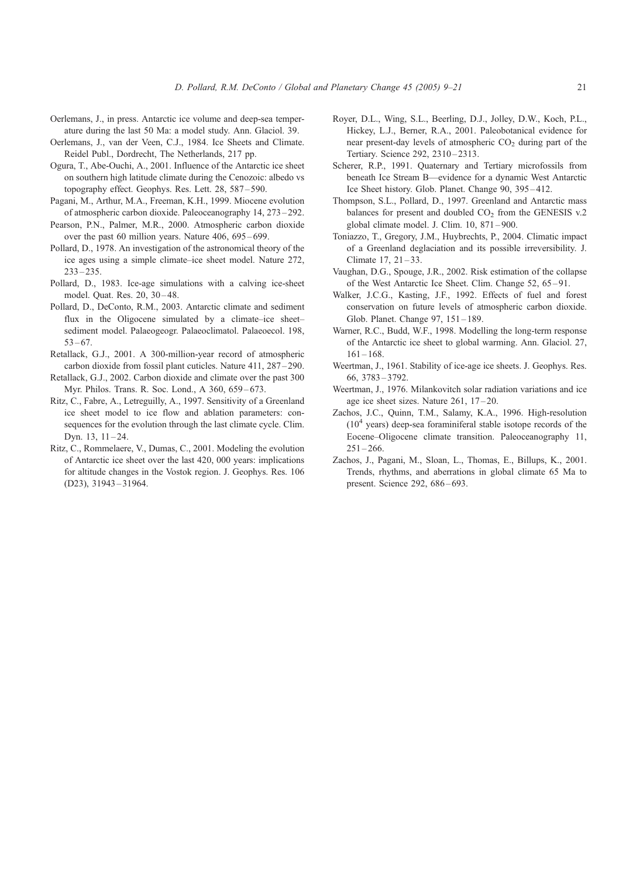Oerlemans, J., in press. Antarctic ice volume and deep-sea temperature during the last 50 Ma: a model study. Ann. Glaciol. 39.

Oerlemans, J., van der Veen, C.J., 1984. Ice Sheets and Climate. Reidel Publ., Dordrecht, The Netherlands, 217 pp.

Ogura, T., Abe-Ouchi, A., 2001. Influence of the Antarctic ice sheet on southern high latitude climate during the Cenozoic: albedo vs topography effect. Geophys. Res. Lett. 28, 587–590.

Pagani, M., Arthur, M.A., Freeman, K.H., 1999. Miocene evolution of atmospheric carbon dioxide. Paleoceanography 14, 273–292.

Pearson, P.N., Palmer, M.R., 2000. Atmospheric carbon dioxide over the past 60 million years. Nature 406, 695–699.

Pollard, D., 1978. An investigation of the astronomical theory of the ice ages using a simple climate–ice sheet model. Nature 272, 233–235.

Pollard, D., 1983. Ice-age simulations with a calving ice-sheet model. Quat. Res. 20, 30–48.

Pollard, D., DeConto, R.M., 2003. Antarctic climate and sediment flux in the Oligocene simulated by a climate–ice sheet–sediment model. Palaeogeogr. Palaeoclimatol. Palaeoecol. 198, 53–67.

Retallack, G.J., 2001. A 300-million-year record of atmospheric carbon dioxide from fossil plant cuticles. Nature 411, 287–290.

Retallack, G.J., 2002. Carbon dioxide and climate over the past 300 Myr. Philos. Trans. R. Soc. Lond., A 360, 659–673.

Ritz, C., Fabre, A., Letreguilly, A., 1997. Sensitivity of a Greenland ice sheet model to ice flow and ablation parameters: consequences for the evolution through the last climate cycle. Clim. Dyn. 13, 11–24.

Ritz, C., Rommelaere, V., Dumas, C., 2001. Modeling the evolution of Antarctic ice sheet over the last 420, 000 years: implications for altitude changes in the Vostok region. J. Geophys. Res. 106 (D23), 31943–31964.

Royer, D.L., Wing, S.L., Beerling, D.J., Jolley, D.W., Koch, P.L., Hickey, L.J., Berner, R.A., 2001. Paleobotanical evidence for near present-day levels of atmospheric $CO_2$ during part of the Tertiary. Science 292, 2310–2313.

Scherer, R.P., 1991. Quaternary and Tertiary microfossils from beneath Ice Stream B—evidence for a dynamic West Antarctic Ice Sheet history. Glob. Planet. Change 90, 395–412.

Thompson, S.L., Pollard, D., 1997. Greenland and Antarctic mass balances for present and doubled $CO_2$ from the GENESIS v.2 global climate model. J. Clim. 10, 871–900.

Toniazzo, T., Gregory, J.M., Huybrechts, P., 2004. Climatic impact of a Greenland deglaciation and its possible irreversibility. J. Climate 17, 21–33.

Vaughan, D.G., Spouge, J.R., 2002. Risk estimation of the collapse of the West Antarctic Ice Sheet. Clim. Change 52, 65–91.

Walker, J.C.G., Kasting, J.F., 1992. Effects of fuel and forest conservation on future levels of atmospheric carbon dioxide. Glob. Planet. Change 97, 151–189.

Warner, R.C., Budd, W.F., 1998. Modelling the long-term response of the Antarctic ice sheet to global warming. Ann. Glaciol. 27, 161–168.

Weertman, J., 1961. Stability of ice-age ice sheets. J. Geophys. Res. 66, 3783–3792.

Weertman, J., 1976. Milankovitch solar radiation variations and ice age ice sheet sizes. Nature 261, 17–20.

Zachos, J.C., Quinn, T.M., Salamy, K.A., 1996. High-resolution ($10^4$ years) deep-sea foraminiferal stable isotope records of the Eocene–Oligocene climate transition. Paleoceanography 11, 251–266.

Zachos, J., Pagani, M., Sloan, L., Thomas, E., Billups, K., 2001. Trends, rhythms, and aberrations in global climate 65 Ma to present. Science 292, 686–693.